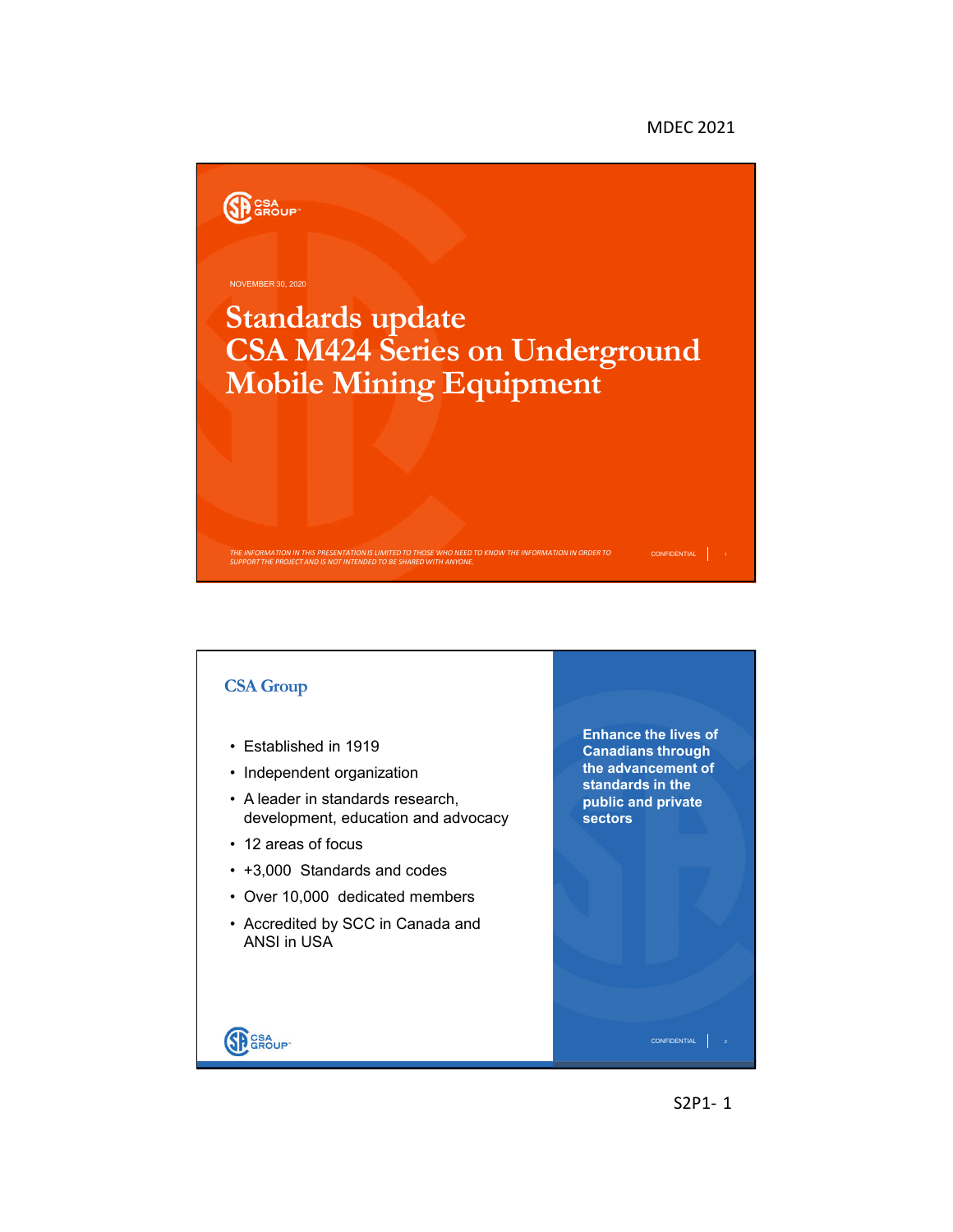NOVEMBER 30, 2020

# Standards update CSA M424 Series on Underground Mobile Mining Equipment

*THE INFORMATION IN THIS PRESENTATION IS LIMITED TO THOSE WHO NEED TO KNOW THE INFORMATION IN ORDER TO SUPPORT THE PROJECT AND IS NOT INTENDED TO BE SHARED WITH ANYONE.*

CONFIDENTIAL

## CSA Group

- Established in 1919
- Independent organization
- A leader in standards research, development, education and advocacy
- 12 areas of focus
- +3,000 Standards and codes
- Over 10,000 dedicated members
- Accredited by SCC in Canada and ANSI in USA

**Enhance the lives of Canadians through the advancement of standards in the public and private sectors**

CONFIDENTIAL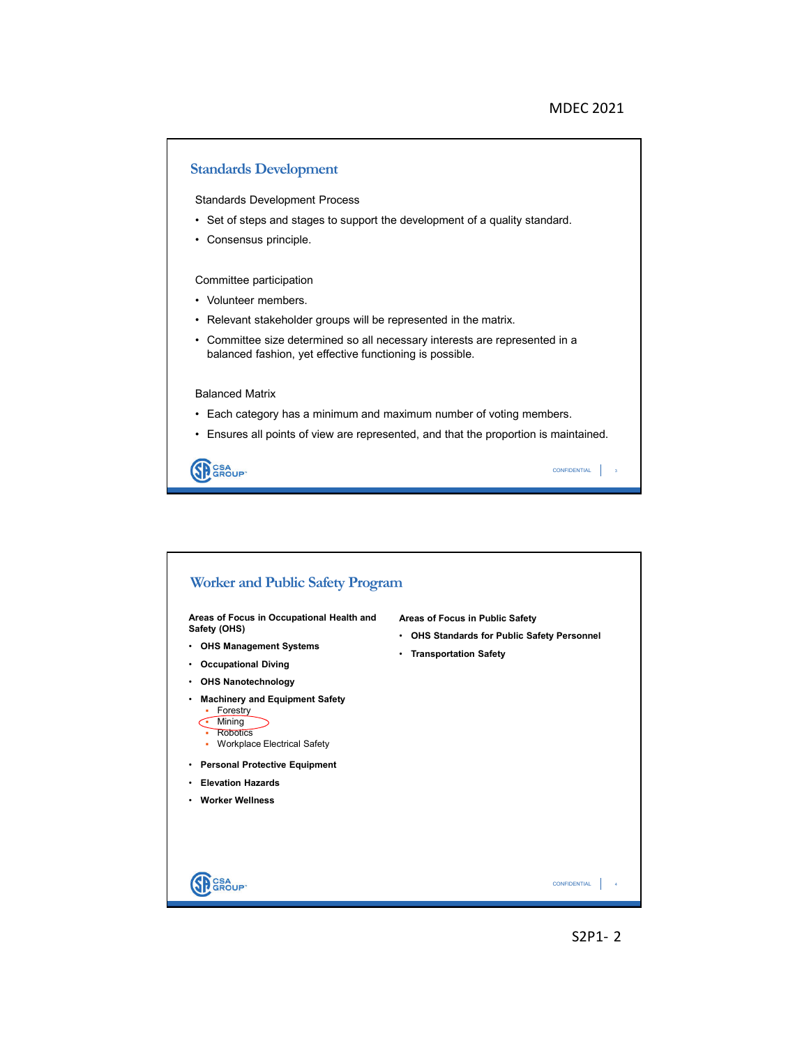## Standards Development

Standards Development Process

- Set of steps and stages to support the development of a quality standard.
- Consensus principle.

Committee participation

- Volunteer members.
- Relevant stakeholder groups will be represented in the matrix.
- Committee size determined so all necessary interests are represented in a balanced fashion, yet effective functioning is possible.

Balanced Matrix

- Each category has a minimum and maximum number of voting members.
- Ensures all points of view are represented, and that the proportion is maintained.

CSA GROUP

CONFIDENTIAL

## Worker and Public Safety Program

**Areas of Focus in Occupational Health and Safety (OHS)**

- **OHS Management Systems**
- **Occupational Diving**
- **OHS Nanotechnology**
- **Machinery and Equipment Safety**
  - Forestry
  - Mining
  - Robotics
  - Workplace Electrical Safety
- **Personal Protective Equipment**
- **Elevation Hazards**
- **Worker Wellness**

**Areas of Focus in Public Safety**

- **OHS Standards for Public Safety Personnel**
- **Transportation Safety**

CSA GROUP

CONFIDENTIAL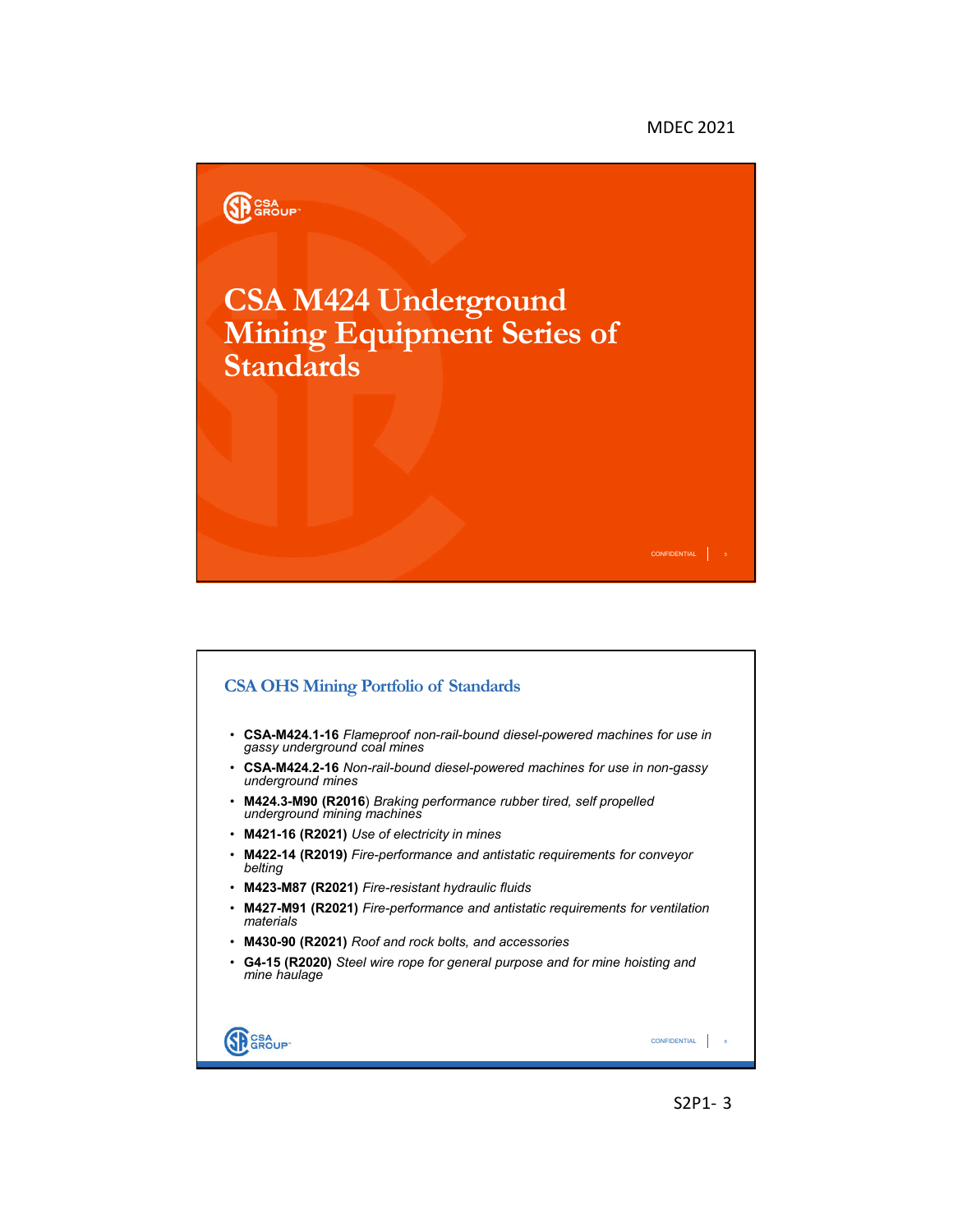# CSA M424 Underground Mining Equipment Series of Standards

## CSA OHS Mining Portfolio of Standards

- **CSA-M424.1-16** *Flameproof non-rail-bound diesel-powered machines for use in gassy underground coal mines*
- **CSA-M424.2-16** *Non-rail-bound diesel-powered machines for use in non-gassy underground mines*
- **M424.3-M90 (R2016**) *Braking performance rubber tired, self propelled underground mining machines*
- **M421-16 (R2021)** *Use of electricity in mines*
- **M422-14 (R2019)** *Fire-performance and antistatic requirements for conveyor belting*
- **M423-M87 (R2021)** *Fire-resistant hydraulic fluids*
- **M427-M91 (R2021)** *Fire-performance and antistatic requirements for ventilation materials*
- **M430-90 (R2021)** *Roof and rock bolts, and accessories*
- **G4-15 (R2020)** *Steel wire rope for general purpose and for mine hoisting and mine haulage*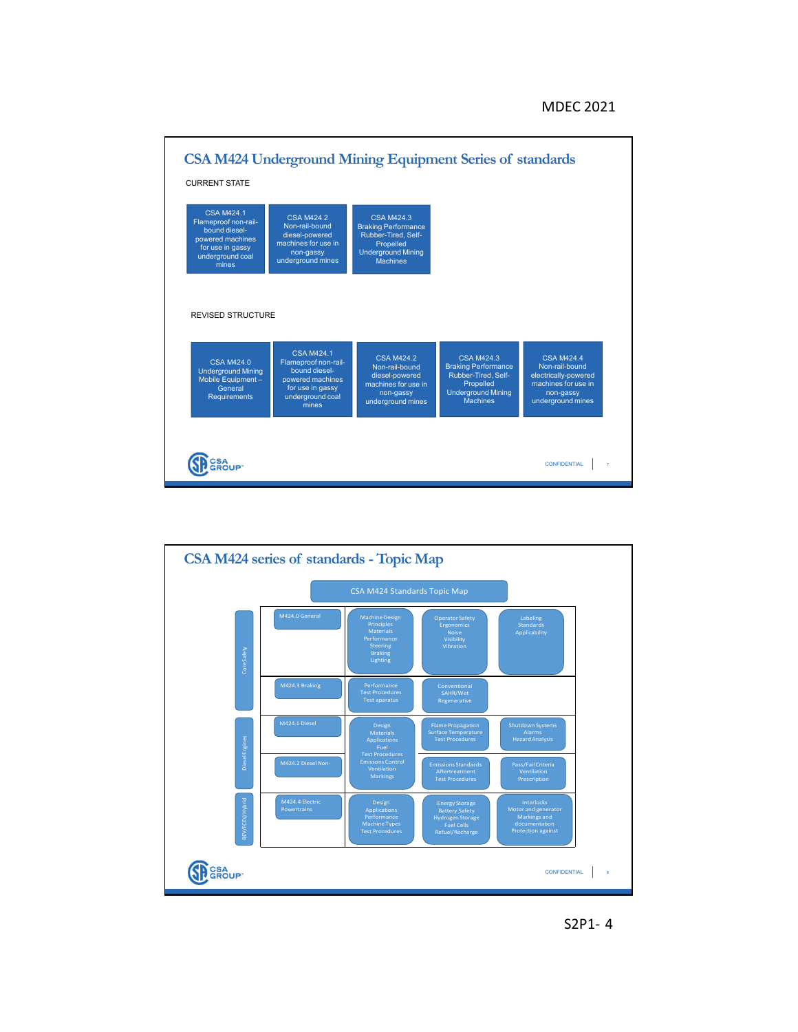## CSA M424 Underground Mining Equipment Series of standards

CURRENT STATE

- CSA M424.1 Flameproof non-rail-bound diesel-powered machines for use in gassy underground coal mines
- CSA M424.2 Non-rail-bound diesel-powered machines for use in non-gassy underground mines
- CSA M424.3 Braking Performance Rubber-Tired, Self-Propelled Underground Mining Machines

REVISED STRUCTURE

- CSA M424.0 Underground Mining Mobile Equipment – General Requirements
- CSA M424.1 Flameproof non-rail-bound diesel-powered machines for use in gassy underground coal mines
- CSA M424.2 Non-rail-bound diesel-powered machines for use in non-gassy underground mines
- CSA M424.3 Braking Performance Rubber-Tired, Self-Propelled Underground Mining Machines
- CSA M424.4 Non-rail-bound electrically-powered machines for use in non-gassy underground mines

CONFIDENTIAL

## CSA M424 series of standards - Topic Map

CSA M424 Standards Topic Map

| Category | Standard | | | |
|---|---|---|---|---|
| Core Safety | M424.0 General | Machine Design Principles Materials Performance Steering Braking Lighting | Operator Safety Ergonomics Noise Visibility Vibration | Labeling Standards Applicability |
| | M424.3 Braking | Performance Test Procedures Test apparatus | Conventional SAHR/Wet Regenerative | |
| Diesel Engines | M424.1 Diesel | Design Materials Applications Fuel Test Procedures Emissions Control Ventilation Markings | Flame Propagation Surface Temperature Test Procedures | Shutdown Systems Alarms Hazard Analysis |
| | M424.2 Diesel Non- | | Emissions Standards Aftertreatment Test Procedures | Pass/Fail Criteria Ventilation Prescription |
| BEV/FCEV/Hybrid | M424.4 Electric Powertrains | Design Applications Performance Machine Types Test Procedures | Energy Storage Battery Safety Hydrogen Storage Fuel Cells Refuel/Recharge | Interlocks Motor and generator Markings and documentation Protection against |

CONFIDENTIAL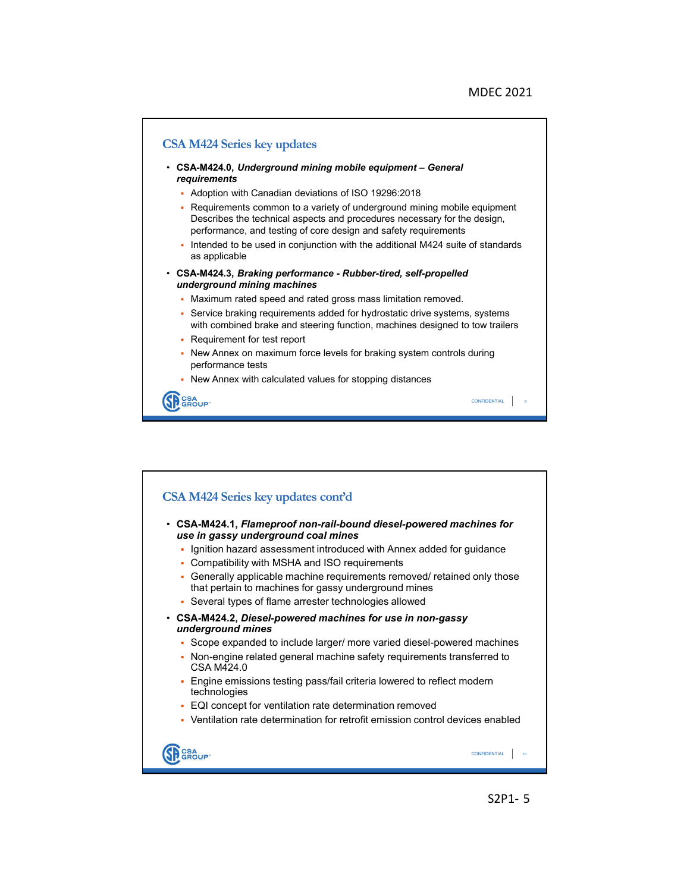## CSA M424 Series key updates

- **CSA-M424.0, *Underground mining mobile equipment – General requirements***
  - Adoption with Canadian deviations of ISO 19296:2018
  - Requirements common to a variety of underground mining mobile equipment Describes the technical aspects and procedures necessary for the design, performance, and testing of core design and safety requirements
  - Intended to be used in conjunction with the additional M424 suite of standards as applicable
- **CSA-M424.3, *Braking performance - Rubber-tired, self-propelled underground mining machines***
  - Maximum rated speed and rated gross mass limitation removed.
  - Service braking requirements added for hydrostatic drive systems, systems with combined brake and steering function, machines designed to tow trailers
  - Requirement for test report
  - New Annex on maximum force levels for braking system controls during performance tests
  - New Annex with calculated values for stopping distances

CONFIDENTIAL

## CSA M424 Series key updates cont'd

- **CSA-M424.1, *Flameproof non-rail-bound diesel-powered machines for use in gassy underground coal mines***
  - Ignition hazard assessment introduced with Annex added for guidance
  - Compatibility with MSHA and ISO requirements
  - Generally applicable machine requirements removed/ retained only those that pertain to machines for gassy underground mines
  - Several types of flame arrester technologies allowed
- **CSA-M424.2, *Diesel-powered machines for use in non-gassy underground mines***
  - Scope expanded to include larger/ more varied diesel-powered machines
  - Non-engine related general machine safety requirements transferred to CSA M424.0
  - Engine emissions testing pass/fail criteria lowered to reflect modern technologies
  - EQI concept for ventilation rate determination removed
  - Ventilation rate determination for retrofit emission control devices enabled

CONFIDENTIAL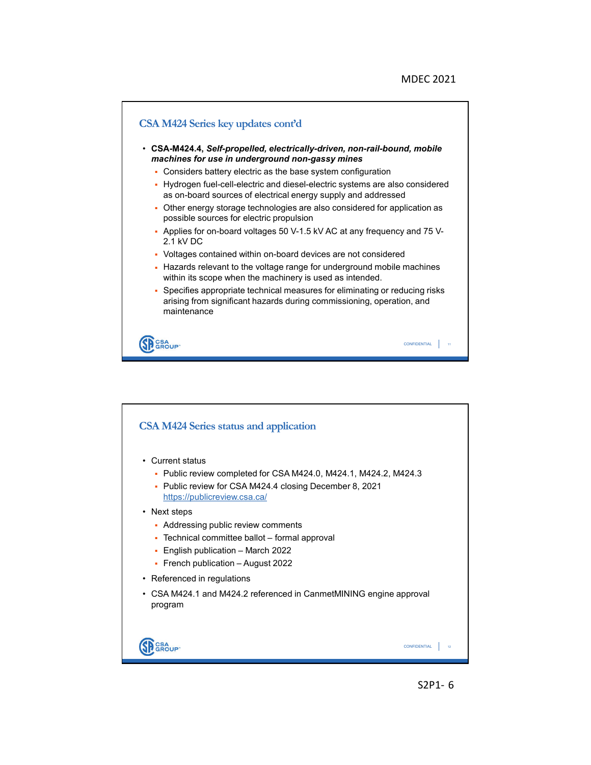## CSA M424 Series key updates cont'd

- **CSA-M424.4, *Self-propelled, electrically-driven, non-rail-bound, mobile machines for use in underground non-gassy mines***
  - Considers battery electric as the base system configuration
  - Hydrogen fuel-cell-electric and diesel-electric systems are also considered as on-board sources of electrical energy supply and addressed
  - Other energy storage technologies are also considered for application as possible sources for electric propulsion
  - Applies for on-board voltages 50 V-1.5 kV AC at any frequency and 75 V-2.1 kV DC
  - Voltages contained within on-board devices are not considered
  - Hazards relevant to the voltage range for underground mobile machines within its scope when the machinery is used as intended.
  - Specifies appropriate technical measures for eliminating or reducing risks arising from significant hazards during commissioning, operation, and maintenance

CSA GROUP™ | CONFIDENTIAL

## CSA M424 Series status and application

- Current status
  - Public review completed for CSA M424.0, M424.1, M424.2, M424.3
  - Public review for CSA M424.4 closing December 8, 2021 https://publicreview.csa.ca/
- Next steps
  - Addressing public review comments
  - Technical committee ballot – formal approval
  - English publication – March 2022
  - French publication – August 2022
- Referenced in regulations
- CSA M424.1 and M424.2 referenced in CanmetMINING engine approval program

CSA GROUP™ | CONFIDENTIAL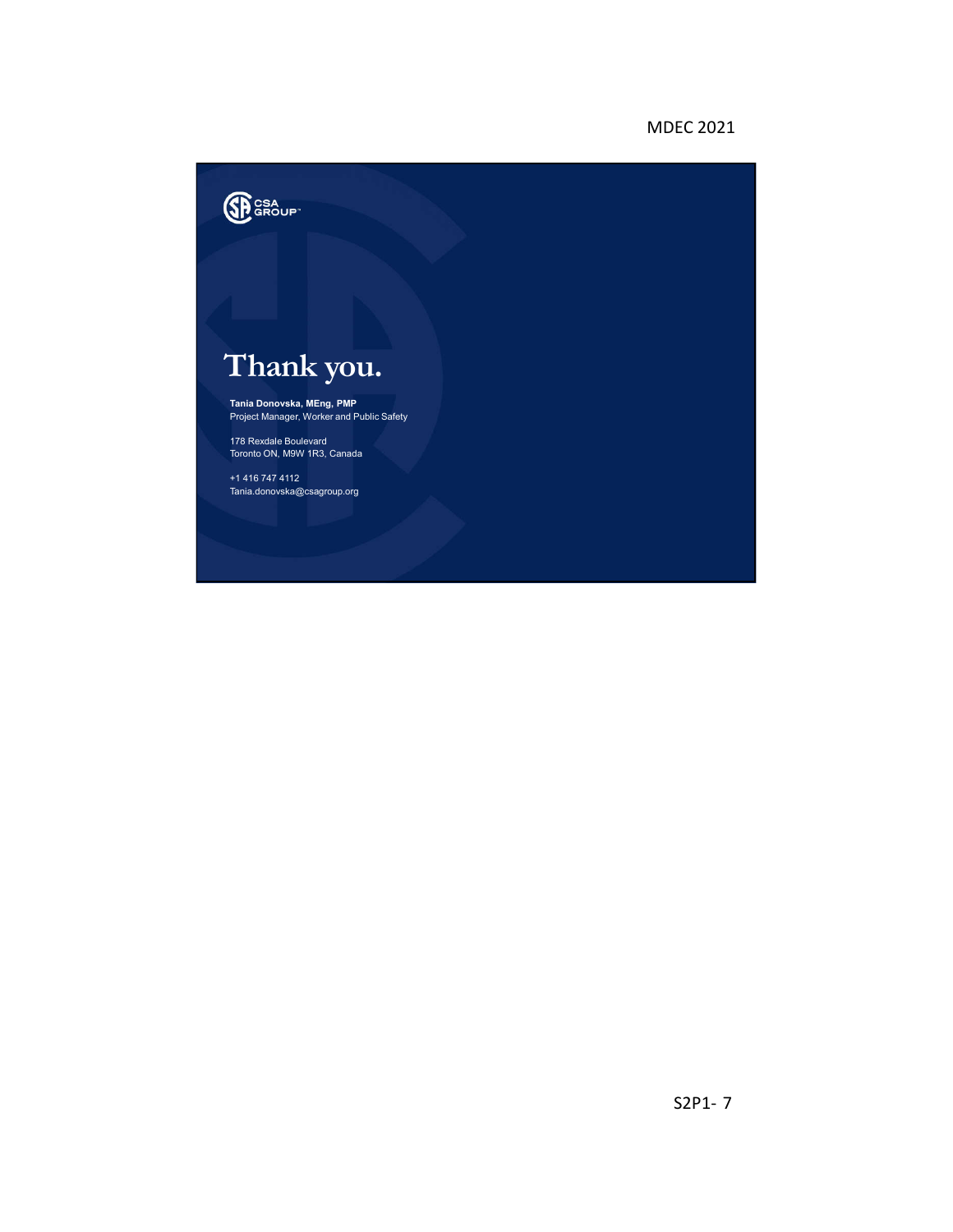CSA GROUP™

# Thank you.

**Tania Donovska, MEng, PMP**
Project Manager, Worker and Public Safety

178 Rexdale Boulevard
Toronto ON, M9W 1R3, Canada

+1 416 747 4112
Tania.donovska@csagroup.org